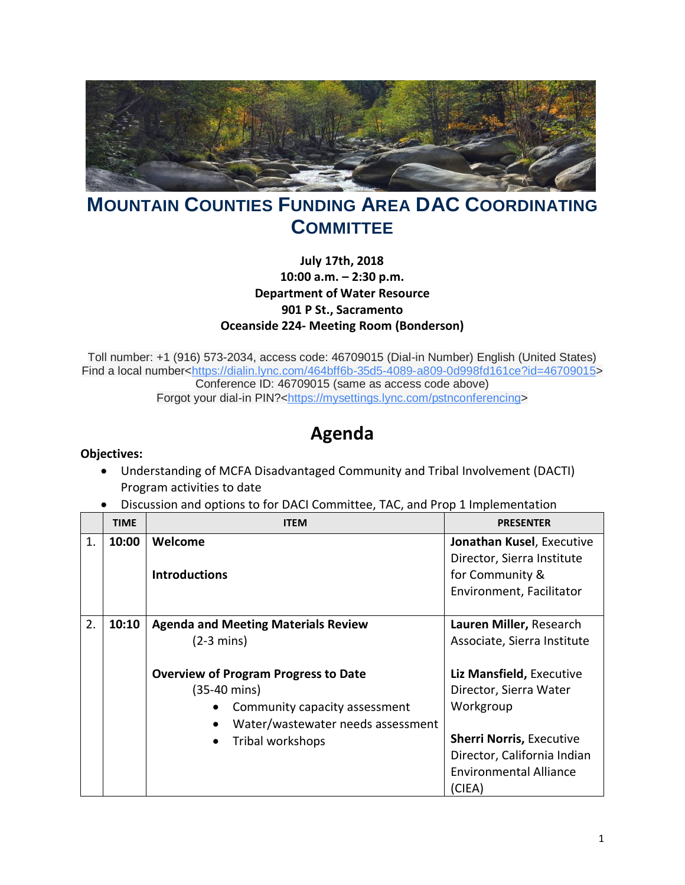# Mountain Counties Funding Area DAC Coordinating Committee

**July 17th, 2018**
**10:00 a.m. – 2:30 p.m.**
**Department of Water Resource**
**901 P St., Sacramento**
**Oceanside 224- Meeting Room (Bonderson)**

Toll number: +1 (916) 573-2034, access code: 46709015 (Dial-in Number) English (United States)
Find a local number<https://dialin.lync.com/464bff6b-35d5-4089-a809-0d998fd161ce?id=46709015>
Conference ID: 46709015 (same as access code above)
Forgot your dial-in PIN?<https://mysettings.lync.com/pstnconferencing>

## Agenda

**Objectives:**

- Understanding of MCFA Disadvantaged Community and Tribal Involvement (DACTI) Program activities to date
- Discussion and options to for DACI Committee, TAC, and Prop 1 Implementation

| | TIME | ITEM | PRESENTER |
|---|---|---|---|
| 1. | **10:00** | **Welcome**<br><br>**Introductions** | **Jonathan Kusel**, Executive Director, Sierra Institute for Community & Environment, Facilitator |
| 2. | **10:10** | **Agenda and Meeting Materials Review** (2-3 mins)<br><br>**Overview of Program Progress to Date** (35-40 mins)<br>• Community capacity assessment<br>• Water/wastewater needs assessment<br>• Tribal workshops | **Lauren Miller,** Research Associate, Sierra Institute<br><br>**Liz Mansfield,** Executive Director, Sierra Water Workgroup<br><br>**Sherri Norris,** Executive Director, California Indian Environmental Alliance (CIEA) |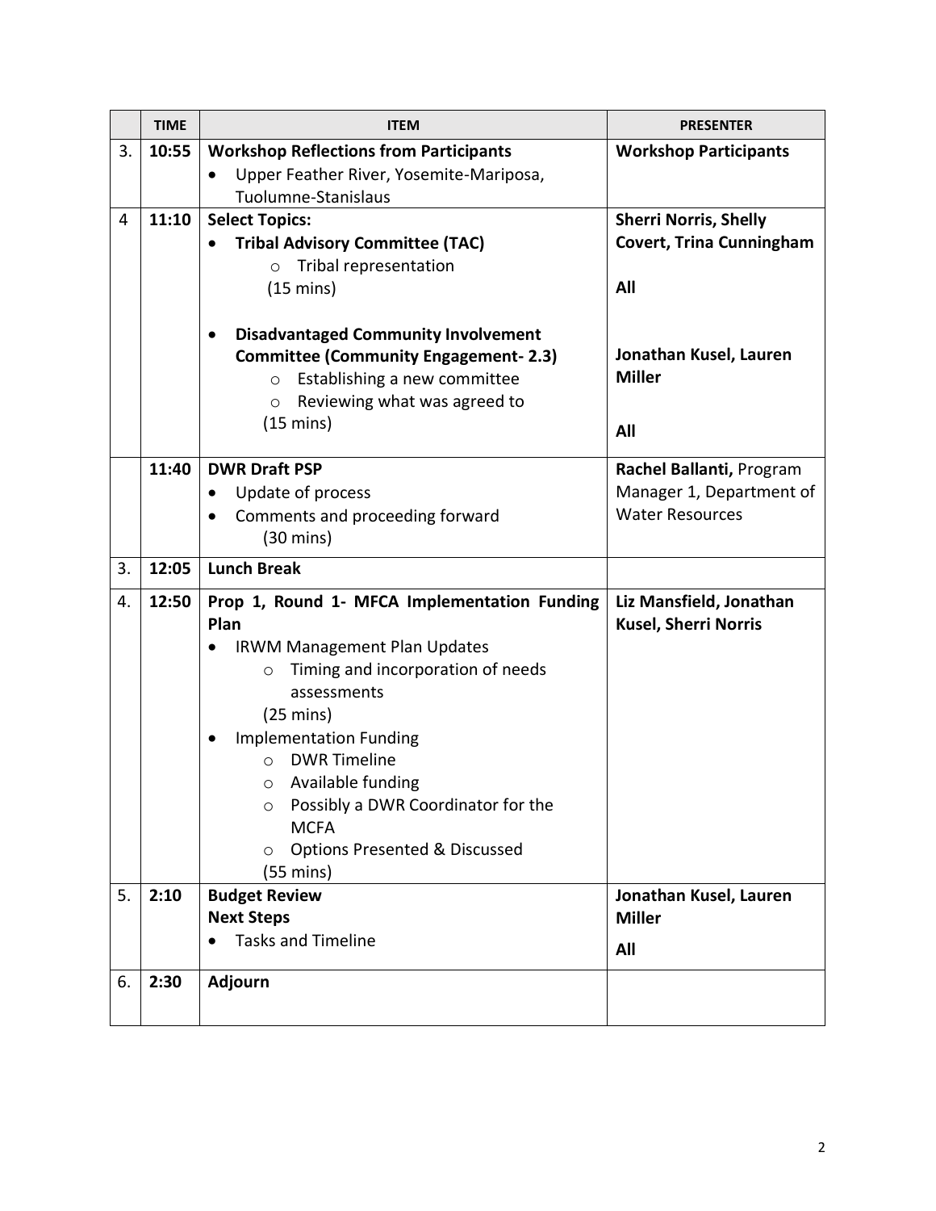| | TIME | ITEM | PRESENTER |
|---|---|---|---|
| 3. | 10:55 | **Workshop Reflections from Participants**<br>• Upper Feather River, Yosemite-Mariposa, Tuolumne-Stanislaus | **Workshop Participants** |
| 4 | 11:10 | **Select Topics:**<br>• **Tribal Advisory Committee (TAC)**<br>  ○ Tribal representation<br>  (15 mins)<br><br>• **Disadvantaged Community Involvement Committee (Community Engagement- 2.3)**<br>  ○ Establishing a new committee<br>  ○ Reviewing what was agreed to<br>  (15 mins) | **Sherri Norris, Shelly Covert, Trina Cunningham**<br><br>**All**<br><br>**Jonathan Kusel, Lauren Miller**<br><br>**All** |
| | 11:40 | **DWR Draft PSP**<br>• Update of process<br>• Comments and proceeding forward<br>  (30 mins) | **Rachel Ballanti,** Program Manager 1, Department of Water Resources |
| 3. | 12:05 | **Lunch Break** | |
| 4. | 12:50 | **Prop 1, Round 1- MFCA Implementation Funding Plan**<br>• IRWM Management Plan Updates<br>  ○ Timing and incorporation of needs assessments<br>  (25 mins)<br>• Implementation Funding<br>  ○ DWR Timeline<br>  ○ Available funding<br>  ○ Possibly a DWR Coordinator for the MCFA<br>  ○ Options Presented & Discussed<br>  (55 mins) | **Liz Mansfield, Jonathan Kusel, Sherri Norris** |
| 5. | 2:10 | **Budget Review**<br>**Next Steps**<br>• Tasks and Timeline | **Jonathan Kusel, Lauren Miller**<br><br>**All** |
| 6. | 2:30 | **Adjourn** | |